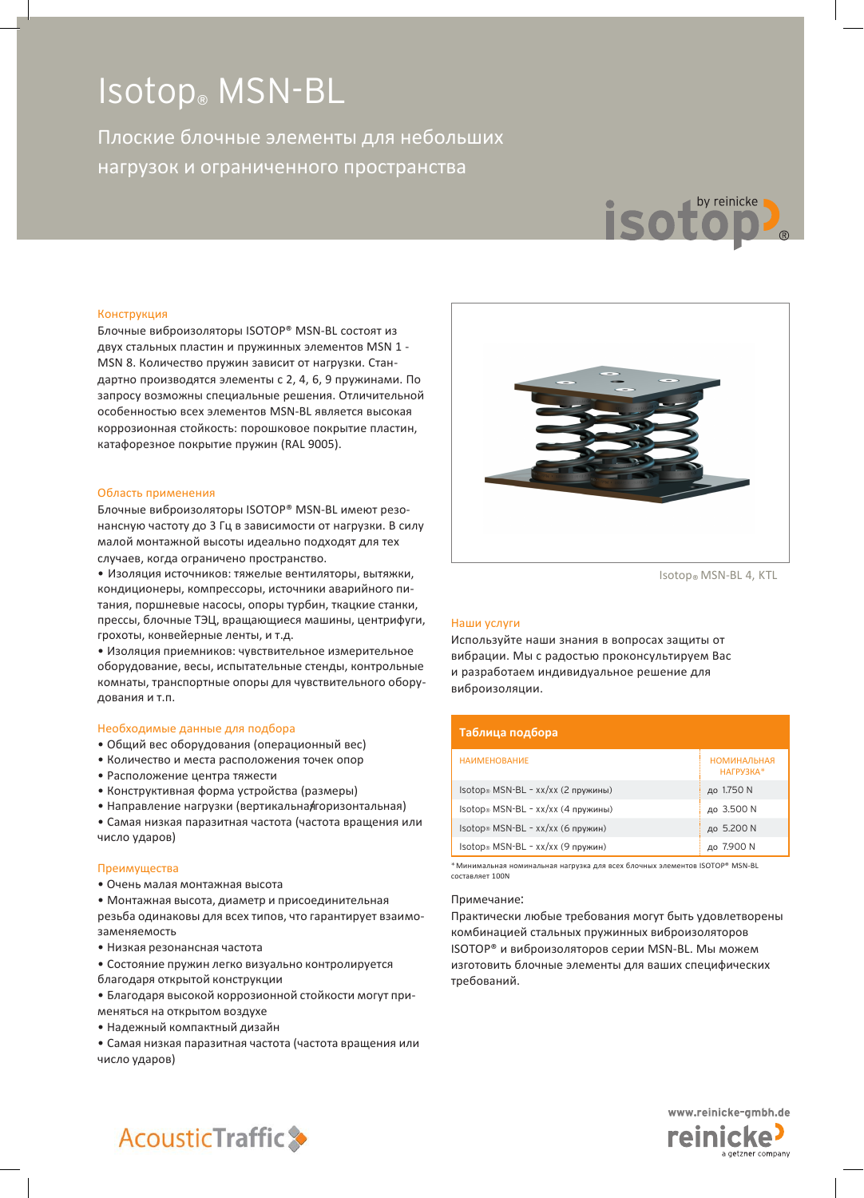# Isotop® MSN-BL

Плоские блочные элементы для небольших нагрузок и ограниченного пространства

## Конструкция

Блочные виброизоляторы ISOTOP® MSN-BL состоят из двух стальных пластин и пружинных элементов MSN 1 - MSN 8. Количество пружин зависит от нагрузки. Стандартно производятся элементы с 2, 4, 6, 9 пружинами. По запросу возможны специальные решения. Отличительной особенностью всех элементов MSN-BL является высокая коррозионная стойкость: порошковое покрытие пластин, катафорезное покрытие пружин (RAL 9005).

## Область применения

Блочные виброизоляторы ISOTOP® MSN-BL имеют резонансную частоту до 3 Гц в зависимости от нагрузки. В силу малой монтажной высоты идеально подходят для тех случаев, когда ограничено пространство.

- Изоляция источников: тяжелые вентиляторы, вытяжки, кондиционеры, компрессоры, источники аварийного питания, поршневые насосы, опоры турбин, ткацкие станки, прессы, блочные ТЭЦ, вращающиеся машины, центрифуги, грохоты, конвейерные ленты, и т.д.
- Изоляция приемников: чувствительное измерительное оборудование, весы, испытательные стенды, контрольные комнаты, транспортные опоры для чувствительного оборудования и т.п.

## Необходимые данные для подбора

- Общий вес оборудования (операционный вес)
- Количество и места расположения точек опор
- Расположение центра тяжести
- Конструктивная форма устройства (размеры)
- Направление нагрузки (вертикальная/горизонтальная)
- Самая низкая паразитная частота (частота вращения или число ударов)

## Преимущества

- Очень малая монтажная высота
- Монтажная высота, диаметр и присоединительная резьба одинаковы для всех типов, что гарантирует взаимозаменяемость
- Низкая резонансная частота
- Состояние пружин легко визуально контролируется благодаря открытой конструкции
- Благодаря высокой коррозионной стойкости могут применяться на открытом воздухе
- Надежный компактный дизайн
- Самая низкая паразитная частота (частота вращения или число ударов)

Isotop® MSN-BL 4, KTL

## Наши услуги

Используйте наши знания в вопросах защиты от вибрации. Мы с радостью проконсультируем Вас и разработаем индивидуальное решение для виброизоляции.

## Таблица подбора

| НАИМЕНОВАНИЕ | НОМИНАЛЬНАЯ НАГРУЗКА* |
|---|---|
| Isotop® MSN-BL - xx/xx (2 пружины) | до 1.750 N |
| Isotop® MSN-BL - xx/xx (4 пружины) | до 3.500 N |
| Isotop® MSN-BL - xx/xx (6 пружин) | до 5.200 N |
| Isotop® MSN-BL - xx/xx (9 пружин) | до 7.900 N |

* Минимальная номинальная нагрузка для всех блочных элементов ISOTOP® MSN-BL составляет 100N

Примечание:

Практически любые требования могут быть удовлетворены комбинацией стальных пружинных виброизоляторов ISOTOP® и виброизоляторов серии MSN-BL. Мы можем изготовить блочные элементы для ваших специфических требований.

AcousticTraffic

www.reinicke-gmbh.de

reinicke a getzner company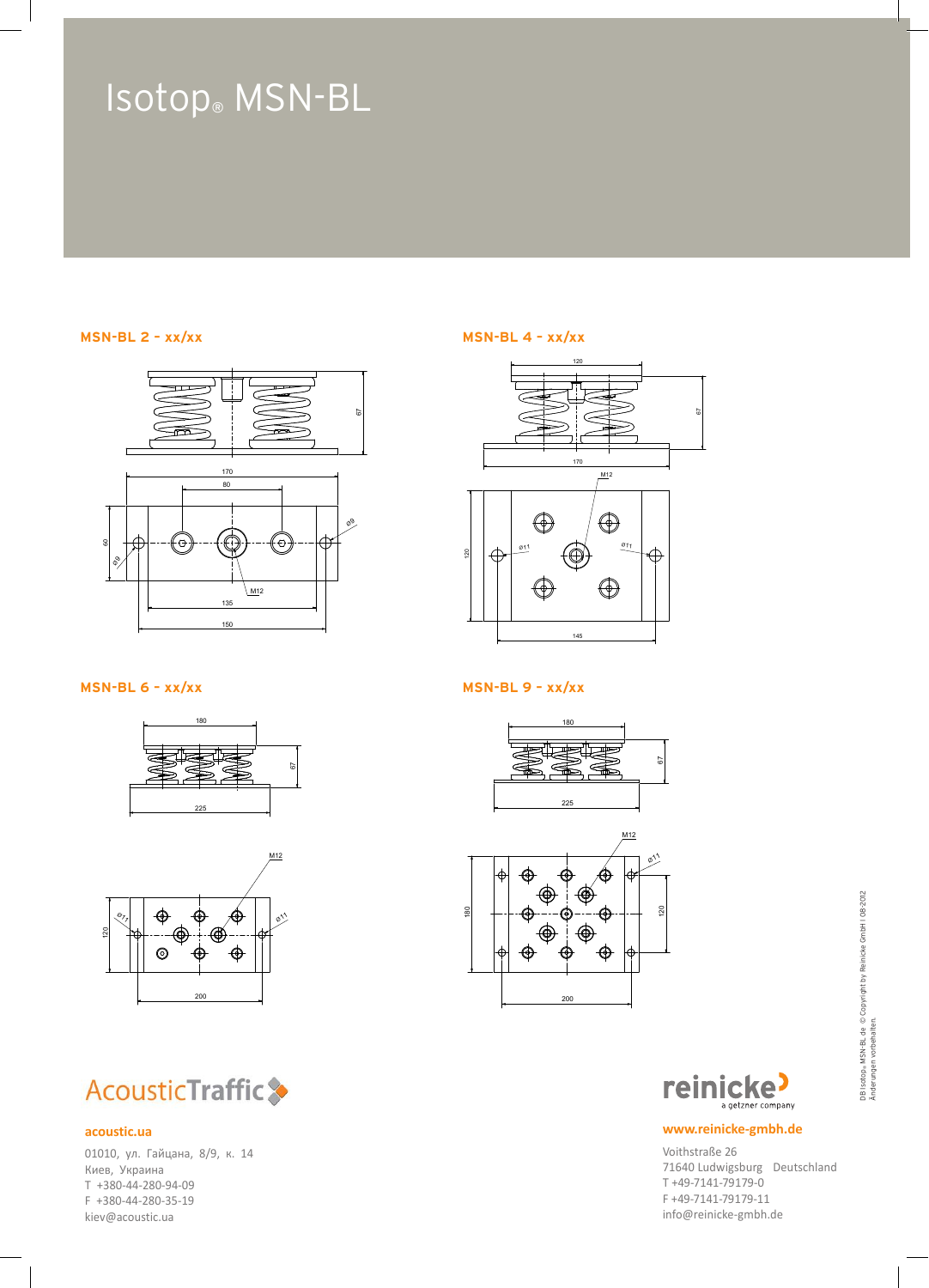# Isotop® MSN-BL

## MSN-BL 2 - xx/xx

67

170

80

60

ø9

ø9

M12

135

150

## MSN-BL 4 - xx/xx

120

67

170

M12

120

ø11

ø11

145

## MSN-BL 6 - xx/xx

180

67

225

M12

120

ø11

ø11

200

## MSN-BL 9 - xx/xx

180

67

225

M12

ø11

180

120

200

AcousticTraffic

**acoustic.ua**

01010, ул. Гайцана, 8/9, к. 14
Киев, Украина
T +380-44-280-94-09
F +380-44-280-35-19
kiev@acoustic.ua

reinicke
a getzner company

**www.reinicke-gmbh.de**

Voithstraße 26
71640 Ludwigsburg Deutschland
T +49-7141-79179-0
F +49-7141-79179-11
info@reinicke-gmbh.de

DB Isotop® MSN-BL de © Copyright by Reinicke GmbH | 08-2012
Änderungen vorbehalten.